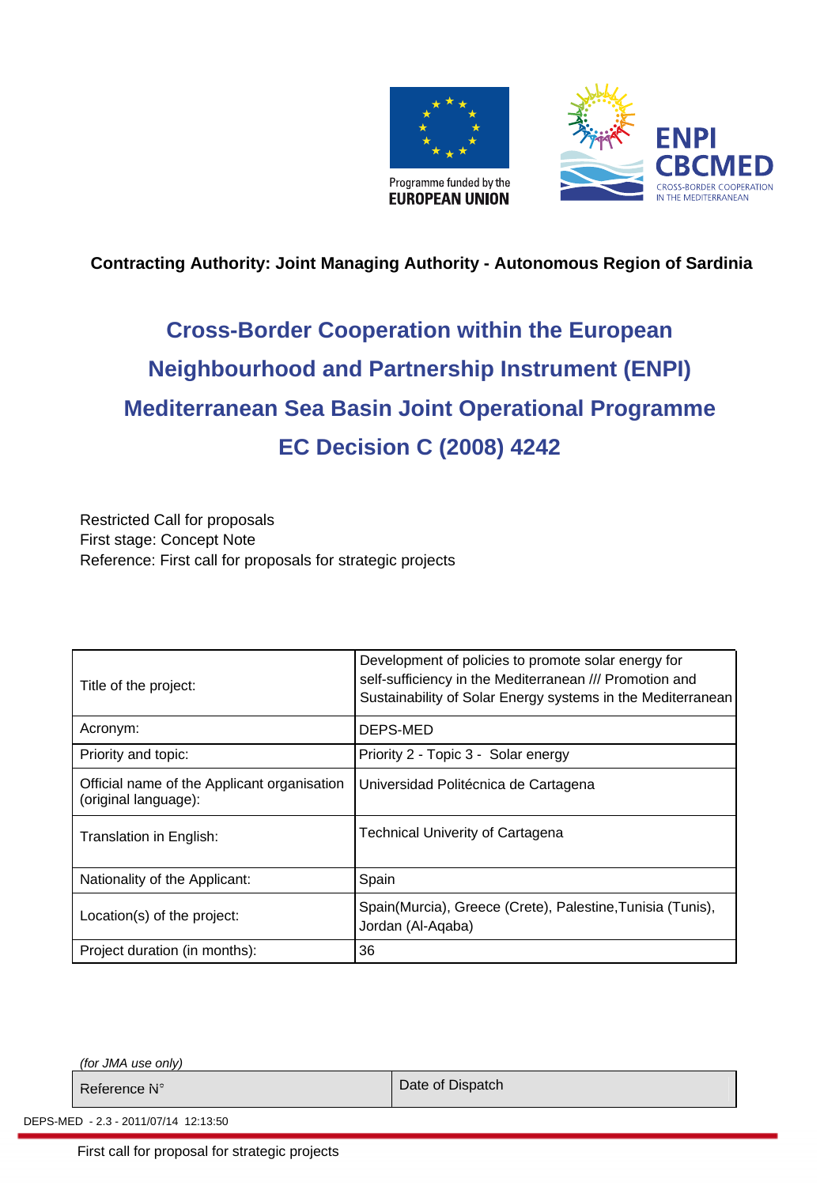Programme funded by the EUROPEAN UNION

ENPI CBCMED
CROSS-BORDER COOPERATION IN THE MEDITERRANEAN

**Contracting Authority: Joint Managing Authority - Autonomous Region of Sardinia**

# Cross-Border Cooperation within the European Neighbourhood and Partnership Instrument (ENPI) Mediterranean Sea Basin Joint Operational Programme EC Decision C (2008) 4242

Restricted Call for proposals
First stage: Concept Note
Reference: First call for proposals for strategic projects

| | |
|---|---|
| Title of the project: | Development of policies to promote solar energy for self-sufficiency in the Mediterranean /// Promotion and Sustainability of Solar Energy systems in the Mediterranean |
| Acronym: | DEPS-MED |
| Priority and topic: | Priority 2 - Topic 3 - Solar energy |
| Official name of the Applicant organisation (original language): | Universidad Politécnica de Cartagena |
| Translation in English: | Technical Univerity of Cartagena |
| Nationality of the Applicant: | Spain |
| Location(s) of the project: | Spain(Murcia), Greece (Crete), Palestine,Tunisia (Tunis), Jordan (Al-Aqaba) |
| Project duration (in months): | 36 |

*(for JMA use only)*

| | |
|---|---|
| Reference N° | Date of Dispatch |

DEPS-MED - 2.3 - 2011/07/14 12:13:50

First call for proposal for strategic projects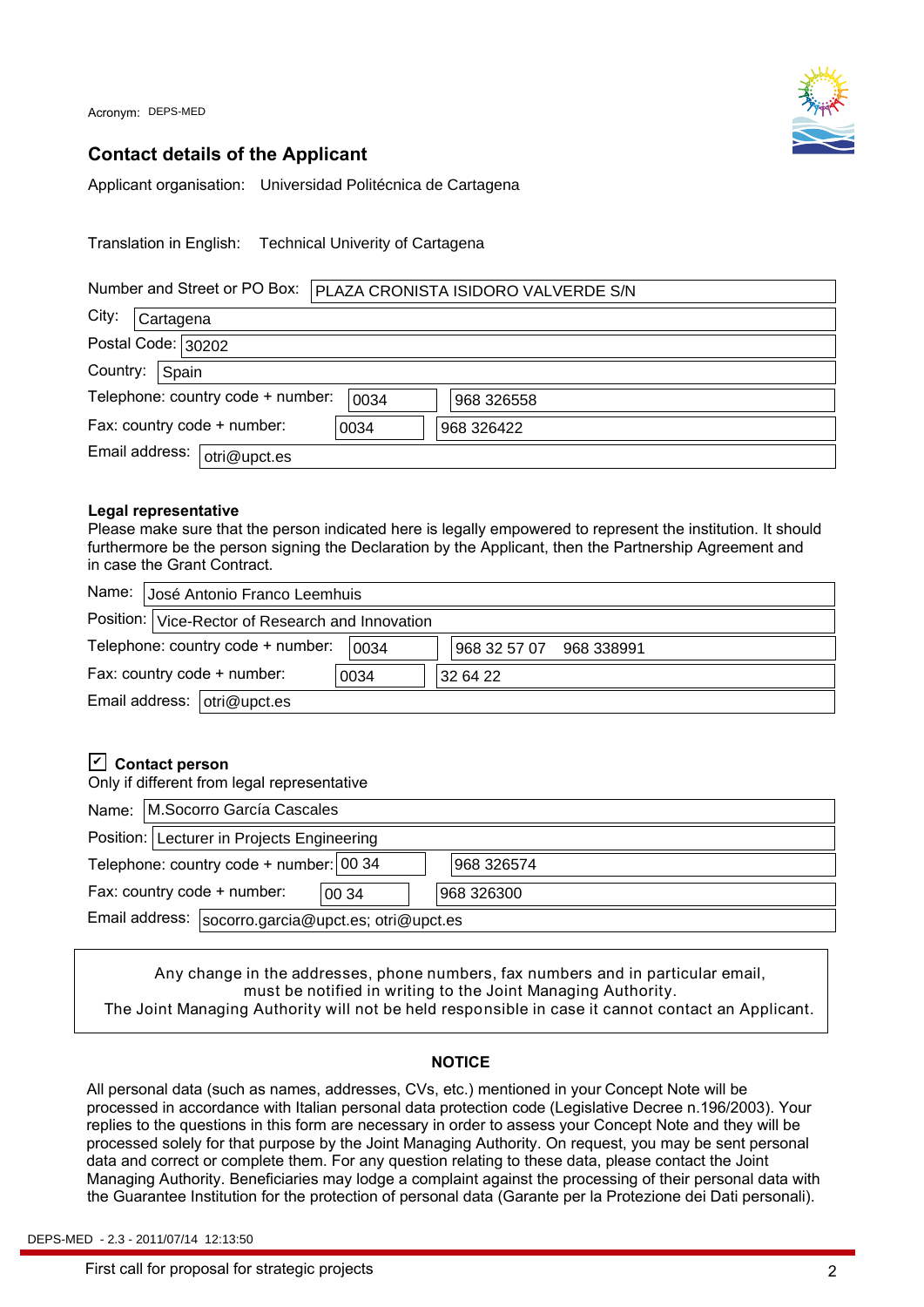Acronym: DEPS-MED

## Contact details of the Applicant

Applicant organisation: Universidad Politécnica de Cartagena

Translation in English: Technical Univerity of Cartagena

| | | |
|---|---|---|
| Number and Street or PO Box: | PLAZA CRONISTA ISIDORO VALVERDE S/N | |
| City: | Cartagena | |
| Postal Code: | 30202 | |
| Country: | Spain | |
| Telephone: country code + number: | 0034 | 968 326558 |
| Fax: country code + number: | 0034 | 968 326422 |
| Email address: | otri@upct.es | |

### Legal representative

Please make sure that the person indicated here is legally empowered to represent the institution. It should furthermore be the person signing the Declaration by the Applicant, then the Partnership Agreement and in case the Grant Contract.

| | | |
|---|---|---|
| Name: | José Antonio Franco Leemhuis | |
| Position: | Vice-Rector of Research and Innovation | |
| Telephone: country code + number: | 0034 | 968 32 57 07 968 338991 |
| Fax: country code + number: | 0034 | 32 64 22 |
| Email address: | otri@upct.es | |

☑ **Contact person**

Only if different from legal representative

| | | |
|---|---|---|
| Name: | M.Socorro García Cascales | |
| Position: | Lecturer in Projects Engineering | |
| Telephone: country code + number: | 00 34 | 968 326574 |
| Fax: country code + number: | 00 34 | 968 326300 |
| Email address: | socorro.garcia@upct.es; otri@upct.es | |

Any change in the addresses, phone numbers, fax numbers and in particular email, must be notified in writing to the Joint Managing Authority.
The Joint Managing Authority will not be held responsible in case it cannot contact an Applicant.

**NOTICE**

All personal data (such as names, addresses, CVs, etc.) mentioned in your Concept Note will be processed in accordance with Italian personal data protection code (Legislative Decree n.196/2003). Your replies to the questions in this form are necessary in order to assess your Concept Note and they will be processed solely for that purpose by the Joint Managing Authority. On request, you may be sent personal data and correct or complete them. For any question relating to these data, please contact the Joint Managing Authority. Beneficiaries may lodge a complaint against the processing of their personal data with the Guarantee Institution for the protection of personal data (Garante per la Protezione dei Dati personali).

DEPS-MED - 2.3 - 2011/07/14 12:13:50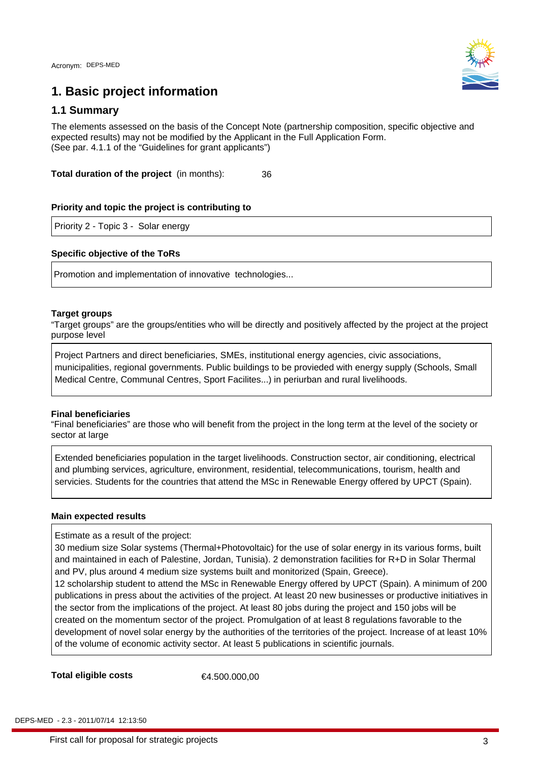Acronym: DEPS-MED

# 1. Basic project information

## 1.1 Summary

The elements assessed on the basis of the Concept Note (partnership composition, specific objective and expected results) may not be modified by the Applicant in the Full Application Form.
(See par. 4.1.1 of the "Guidelines for grant applicants")

**Total duration of the project** (in months): 36

**Priority and topic the project is contributing to**

Priority 2 - Topic 3 - Solar energy

**Specific objective of the ToRs**

Promotion and implementation of innovative technologies...

**Target groups**
"Target groups" are the groups/entities who will be directly and positively affected by the project at the project purpose level

Project Partners and direct beneficiaries, SMEs, institutional energy agencies, civic associations, municipalities, regional governments. Public buildings to be provieded with energy supply (Schools, Small Medical Centre, Communal Centres, Sport Facilites...) in periurban and rural livelihoods.

**Final beneficiaries**
"Final beneficiaries" are those who will benefit from the project in the long term at the level of the society or sector at large

Extended beneficiaries population in the target livelihoods. Construction sector, air conditioning, electrical and plumbing services, agriculture, environment, residential, telecommunications, tourism, health and servicies. Students for the countries that attend the MSc in Renewable Energy offered by UPCT (Spain).

**Main expected results**

Estimate as a result of the project:
30 medium size Solar systems (Thermal+Photovoltaic) for the use of solar energy in its various forms, built and maintained in each of Palestine, Jordan, Tunisia). 2 demonstration facilities for R+D in Solar Thermal and PV, plus around 4 medium size systems built and monitorized (Spain, Greece).
12 scholarship student to attend the MSc in Renewable Energy offered by UPCT (Spain). A minimum of 200 publications in press about the activities of the project. At least 20 new businesses or productive initiatives in the sector from the implications of the project. At least 80 jobs during the project and 150 jobs will be created on the momentum sector of the project. Promulgation of at least 8 regulations favorable to the development of novel solar energy by the authorities of the territories of the project. Increase of at least 10% of the volume of economic activity sector. At least 5 publications in scientific journals.

**Total eligible costs** €4.500.000,00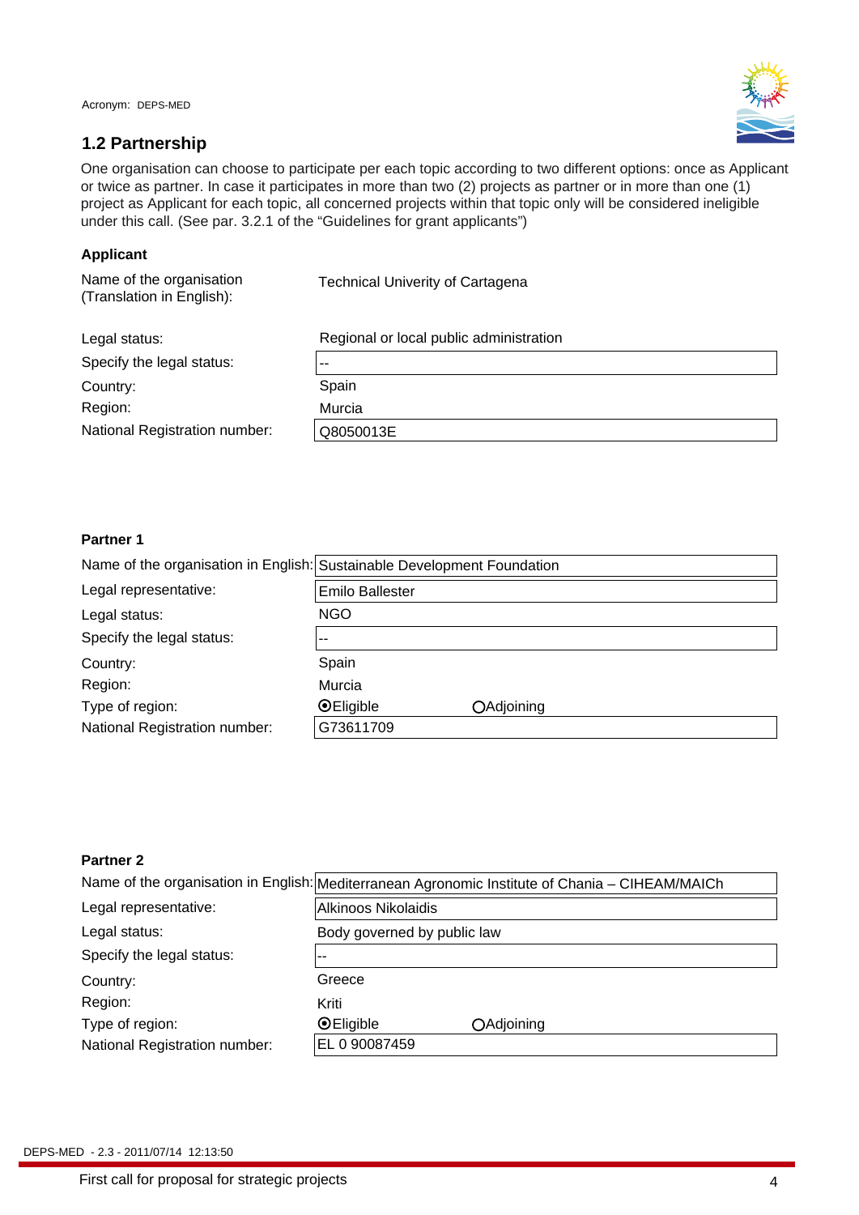Acronym: DEPS-MED

## 1.2 Partnership

One organisation can choose to participate per each topic according to two different options: once as Applicant or twice as partner. In case it participates in more than two (2) projects as partner or in more than one (1) project as Applicant for each topic, all concerned projects within that topic only will be considered ineligible under this call. (See par. 3.2.1 of the "Guidelines for grant applicants")

### Applicant

| | |
|---|---|
| Name of the organisation (Translation in English): | Technical Univerity of Cartagena |
| Legal status: | Regional or local public administration |
| Specify the legal status: | -- |
| Country: | Spain |
| Region: | Murcia |
| National Registration number: | Q8050013E |

### Partner 1

| | | |
|---|---|---|
| Name of the organisation in English: | Sustainable Development Foundation | |
| Legal representative: | Emilo Ballester | |
| Legal status: | NGO | |
| Specify the legal status: | -- | |
| Country: | Spain | |
| Region: | Murcia | |
| Type of region: | ⦿Eligible | ○Adjoining |
| National Registration number: | G73611709 | |

### Partner 2

| | | |
|---|---|---|
| Name of the organisation in English: | Mediterranean Agronomic Institute of Chania – CIHEAM/MAICh | |
| Legal representative: | Alkinoos Nikolaidis | |
| Legal status: | Body governed by public law | |
| Specify the legal status: | -- | |
| Country: | Greece | |
| Region: | Kriti | |
| Type of region: | ⦿Eligible | ○Adjoining |
| National Registration number: | EL 0 90087459 | |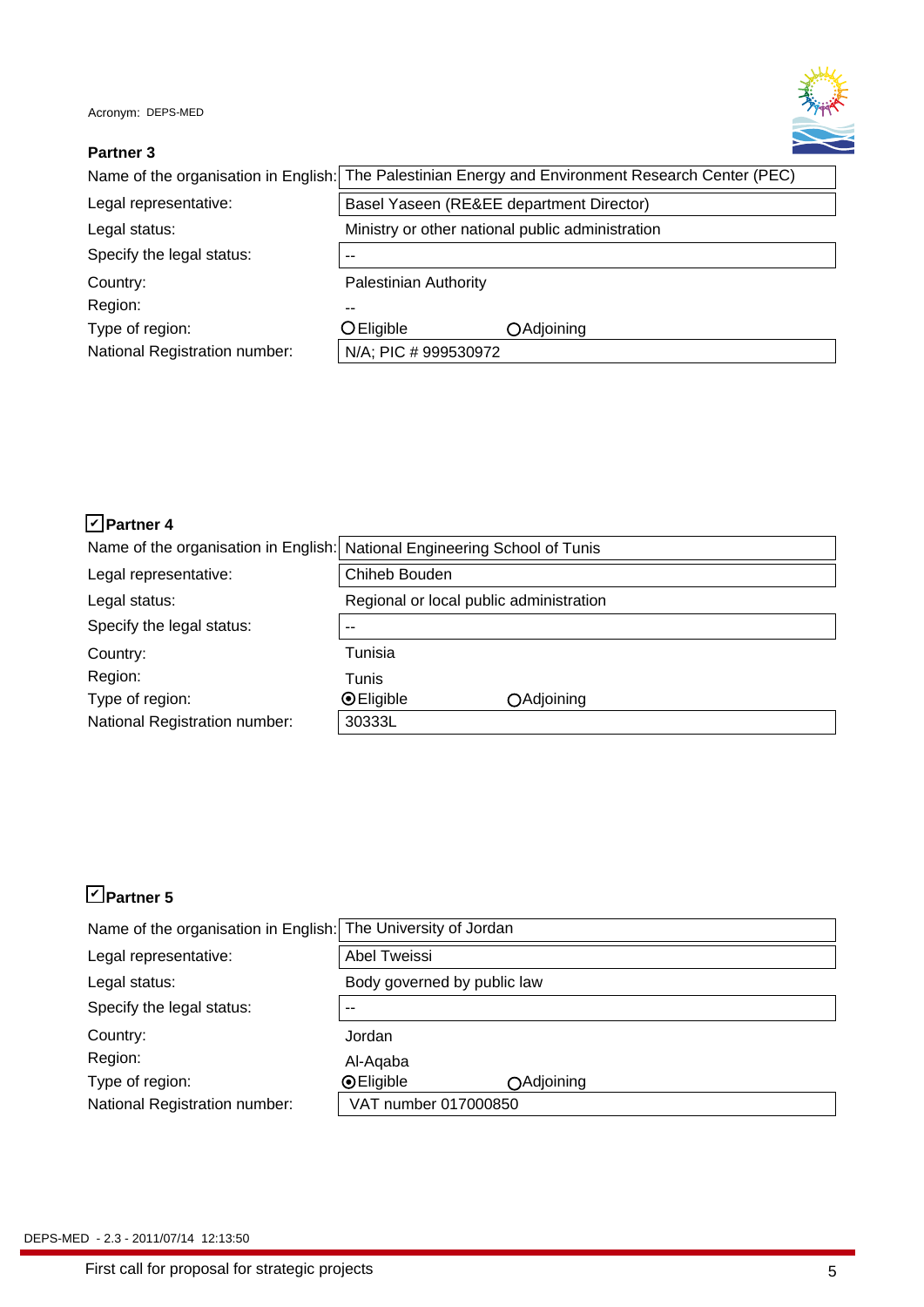Acronym: DEPS-MED

**Partner 3**

| | |
|---|---|
| Name of the organisation in English: | The Palestinian Energy and Environment Research Center (PEC) |
| Legal representative: | Basel Yaseen (RE&EE department Director) |
| Legal status: | Ministry or other national public administration |
| Specify the legal status: | -- |
| Country: | Palestinian Authority |
| Region: | -- |
| Type of region: | ○ Eligible ○ Adjoining |
| National Registration number: | N/A; PIC # 999530972 |

**☑ Partner 4**

| | |
|---|---|
| Name of the organisation in English: | National Engineering School of Tunis |
| Legal representative: | Chiheb Bouden |
| Legal status: | Regional or local public administration |
| Specify the legal status: | -- |
| Country: | Tunisia |
| Region: | Tunis |
| Type of region: | ◉ Eligible ○ Adjoining |
| National Registration number: | 30333L |

**☑ Partner 5**

| | |
|---|---|
| Name of the organisation in English: | The University of Jordan |
| Legal representative: | Abel Tweissi |
| Legal status: | Body governed by public law |
| Specify the legal status: | -- |
| Country: | Jordan |
| Region: | Al-Aqaba |
| Type of region: | ◉ Eligible ○ Adjoining |
| National Registration number: | VAT number 017000850 |

DEPS-MED - 2.3 - 2011/07/14 12:13:50

First call for proposal for strategic projects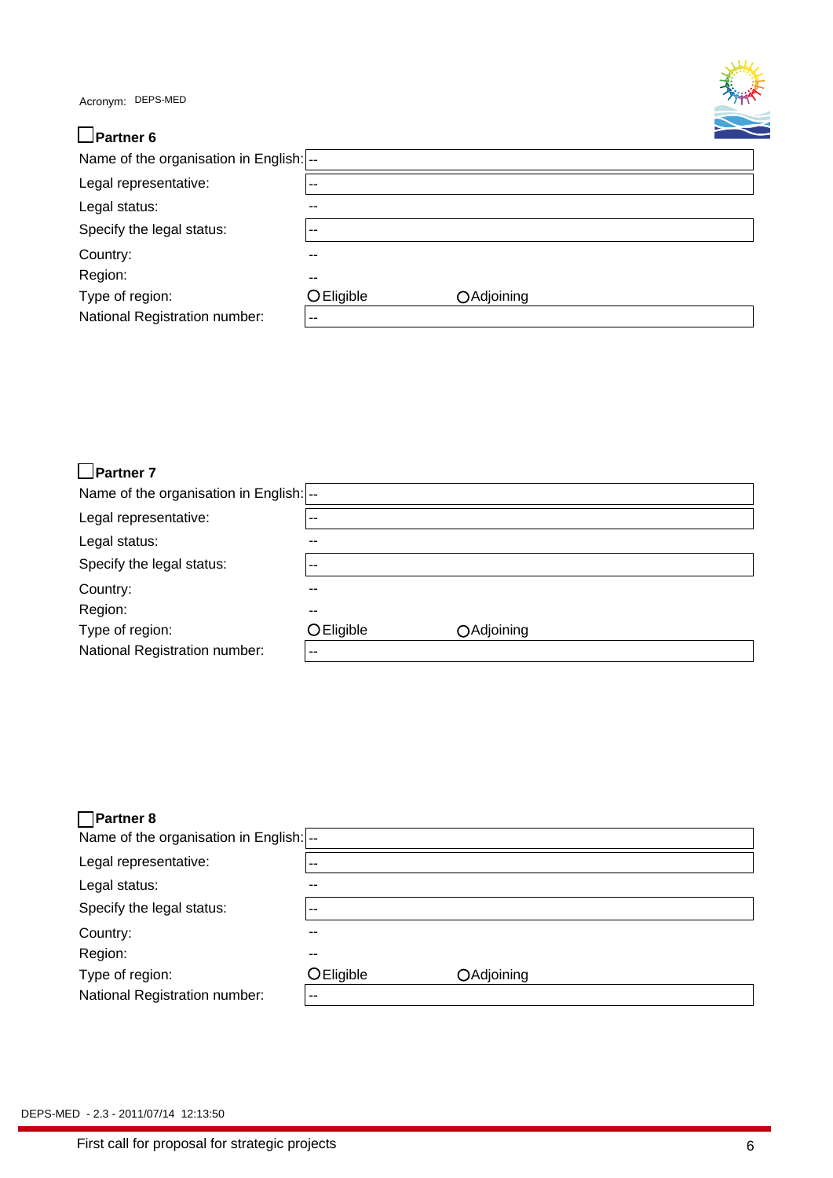Acronym: DEPS-MED

☐ **Partner 6**

| | |
|---|---|
| Name of the organisation in English: | -- |
| Legal representative: | -- |
| Legal status: | -- |
| Specify the legal status: | -- |
| Country: | -- |
| Region: | -- |
| Type of region: | ○ Eligible ○ Adjoining |
| National Registration number: | -- |

☐ **Partner 7**

| | |
|---|---|
| Name of the organisation in English: | -- |
| Legal representative: | -- |
| Legal status: | -- |
| Specify the legal status: | -- |
| Country: | -- |
| Region: | -- |
| Type of region: | ○ Eligible ○ Adjoining |
| National Registration number: | -- |

☐ **Partner 8**

| | |
|---|---|
| Name of the organisation in English: | -- |
| Legal representative: | -- |
| Legal status: | -- |
| Specify the legal status: | -- |
| Country: | -- |
| Region: | -- |
| Type of region: | ○ Eligible ○ Adjoining |
| National Registration number: | -- |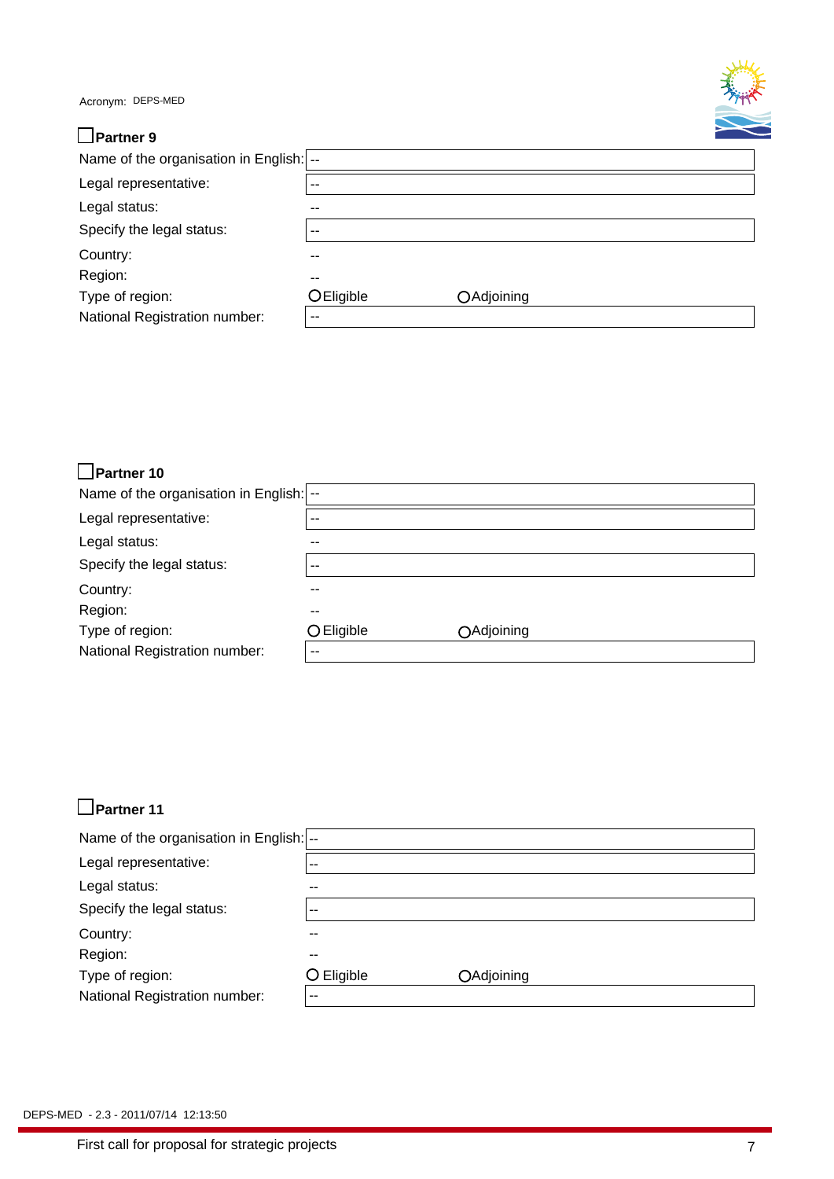Acronym: DEPS-MED

☐ **Partner 9**

| | | |
|---|---|---|
| Name of the organisation in English: | -- | |
| Legal representative: | -- | |
| Legal status: | -- | |
| Specify the legal status: | -- | |
| Country: | -- | |
| Region: | -- | |
| Type of region: | ○ Eligible | ○ Adjoining |
| National Registration number: | -- | |

☐ **Partner 10**

| | | |
|---|---|---|
| Name of the organisation in English: | -- | |
| Legal representative: | -- | |
| Legal status: | -- | |
| Specify the legal status: | -- | |
| Country: | -- | |
| Region: | -- | |
| Type of region: | ○ Eligible | ○ Adjoining |
| National Registration number: | -- | |

☐ **Partner 11**

| | | |
|---|---|---|
| Name of the organisation in English: | -- | |
| Legal representative: | -- | |
| Legal status: | -- | |
| Specify the legal status: | -- | |
| Country: | -- | |
| Region: | -- | |
| Type of region: | ○ Eligible | ○ Adjoining |
| National Registration number: | -- | |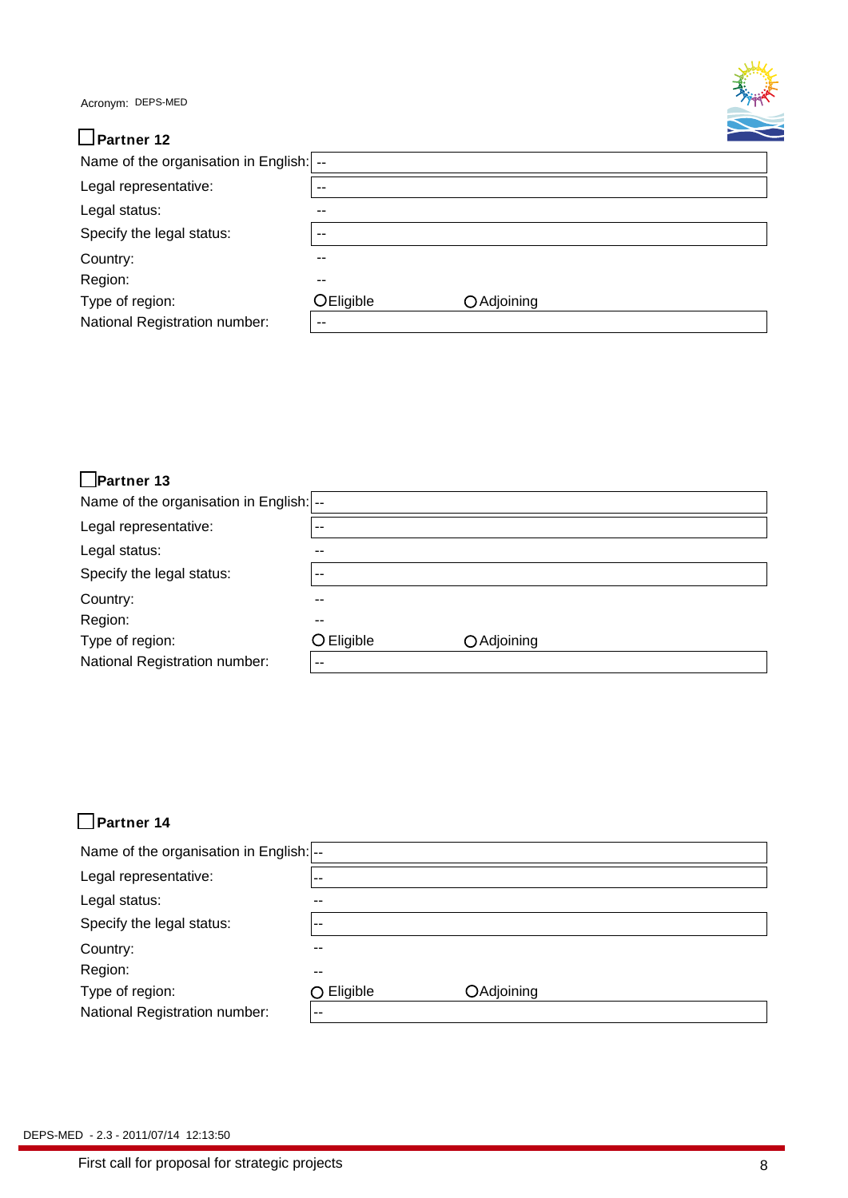## ☐ Partner 12

| | |
|---|---|
| Name of the organisation in English: | -- |
| Legal representative: | -- |
| Legal status: | -- |
| Specify the legal status: | -- |
| Country: | -- |
| Region: | -- |
| Type of region: | ○ Eligible ○ Adjoining |
| National Registration number: | -- |

## ☐ Partner 13

| | |
|---|---|
| Name of the organisation in English: | -- |
| Legal representative: | -- |
| Legal status: | -- |
| Specify the legal status: | -- |
| Country: | -- |
| Region: | -- |
| Type of region: | ○ Eligible ○ Adjoining |
| National Registration number: | -- |

## ☐ Partner 14

| | |
|---|---|
| Name of the organisation in English: | -- |
| Legal representative: | -- |
| Legal status: | -- |
| Specify the legal status: | -- |
| Country: | -- |
| Region: | -- |
| Type of region: | ○ Eligible ○ Adjoining |
| National Registration number: | -- |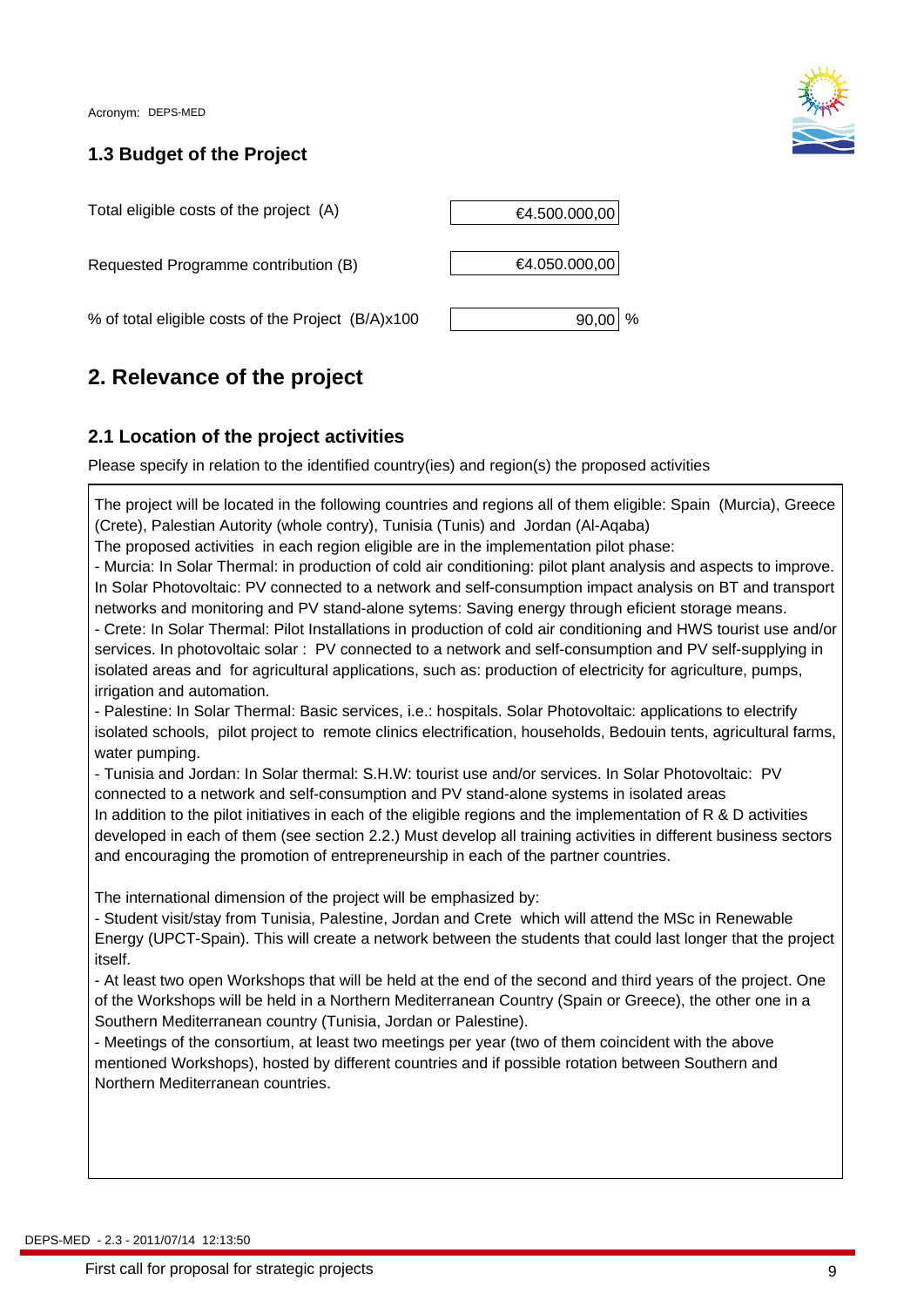Acronym: DEPS-MED

### 1.3 Budget of the Project

| | | |
|---|---|---|
| Total eligible costs of the project (A) | €4.500.000,00 | |
| Requested Programme contribution (B) | €4.050.000,00 | |
| % of total eligible costs of the Project (B/A)x100 | 90,00 | % |

## 2. Relevance of the project

### 2.1 Location of the project activities

Please specify in relation to the identified country(ies) and region(s) the proposed activities

The project will be located in the following countries and regions all of them eligible: Spain (Murcia), Greece (Crete), Palestian Autority (whole contry), Tunisia (Tunis) and Jordan (Al-Aqaba)

The proposed activities in each region eligible are in the implementation pilot phase:

- Murcia: In Solar Thermal: in production of cold air conditioning: pilot plant analysis and aspects to improve. In Solar Photovoltaic: PV connected to a network and self-consumption impact analysis on BT and transport networks and monitoring and PV stand-alone sytems: Saving energy through eficient storage means.
- Crete: In Solar Thermal: Pilot Installations in production of cold air conditioning and HWS tourist use and/or services. In photovoltaic solar : PV connected to a network and self-consumption and PV self-supplying in isolated areas and for agricultural applications, such as: production of electricity for agriculture, pumps, irrigation and automation.
- Palestine: In Solar Thermal: Basic services, i.e.: hospitals. Solar Photovoltaic: applications to electrify isolated schools, pilot project to remote clinics electrification, households, Bedouin tents, agricultural farms, water pumping.
- Tunisia and Jordan: In Solar thermal: S.H.W: tourist use and/or services. In Solar Photovoltaic: PV connected to a network and self-consumption and PV stand-alone systems in isolated areas

In addition to the pilot initiatives in each of the eligible regions and the implementation of R & D activities developed in each of them (see section 2.2.) Must develop all training activities in different business sectors and encouraging the promotion of entrepreneurship in each of the partner countries.

The international dimension of the project will be emphasized by:

- Student visit/stay from Tunisia, Palestine, Jordan and Crete which will attend the MSc in Renewable Energy (UPCT-Spain). This will create a network between the students that could last longer that the project itself.
- At least two open Workshops that will be held at the end of the second and third years of the project. One of the Workshops will be held in a Northern Mediterranean Country (Spain or Greece), the other one in a Southern Mediterranean country (Tunisia, Jordan or Palestine).
- Meetings of the consortium, at least two meetings per year (two of them coincident with the above mentioned Workshops), hosted by different countries and if possible rotation between Southern and Northern Mediterranean countries.

DEPS-MED - 2.3 - 2011/07/14 12:13:50

First call for proposal for strategic projects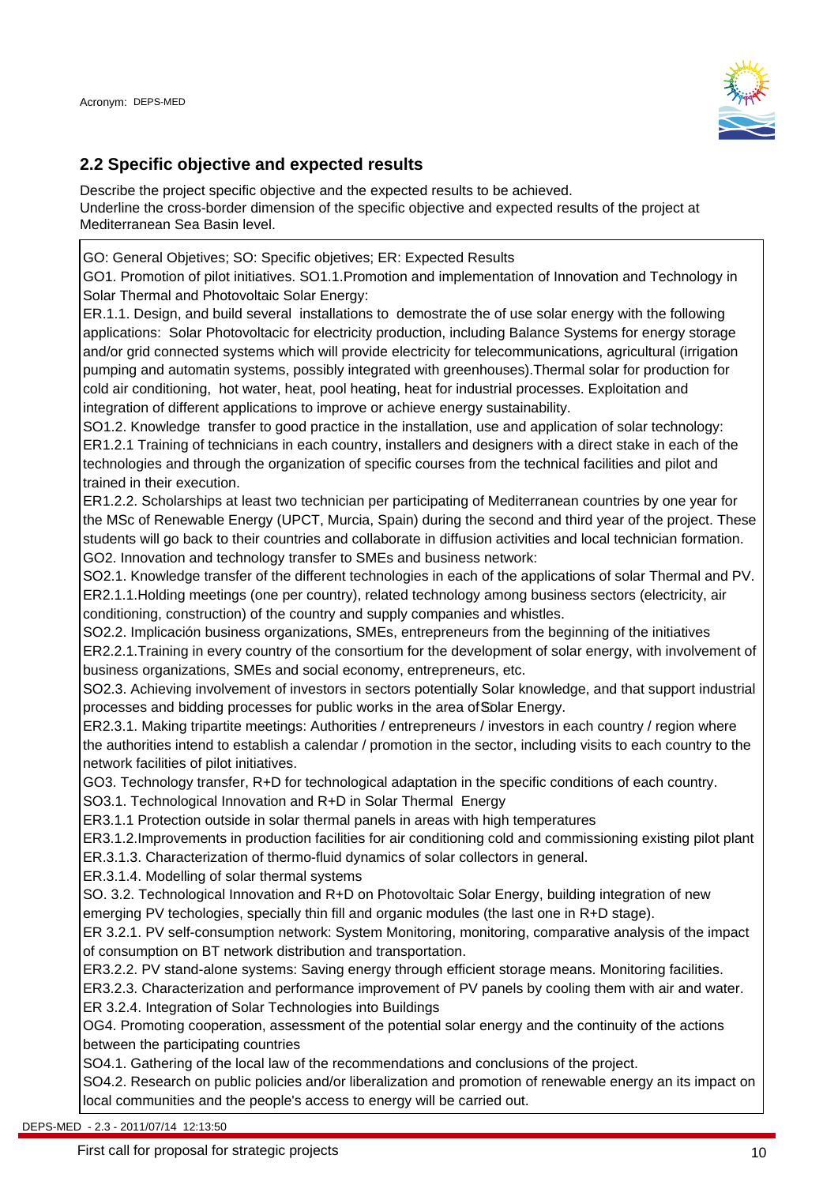## 2.2 Specific objective and expected results

Describe the project specific objective and the expected results to be achieved.
Underline the cross-border dimension of the specific objective and expected results of the project at Mediterranean Sea Basin level.

GO: General Objetives; SO: Specific objetives; ER: Expected Results

GO1. Promotion of pilot initiatives. SO1.1.Promotion and implementation of Innovation and Technology in Solar Thermal and Photovoltaic Solar Energy:

ER.1.1. Design, and build several installations to demostrate the of use solar energy with the following applications: Solar Photovoltacic for electricity production, including Balance Systems for energy storage and/or grid connected systems which will provide electricity for telecommunications, agricultural (irrigation pumping and automatin systems, possibly integrated with greenhouses).Thermal solar for production for cold air conditioning, hot water, heat, pool heating, heat for industrial processes. Exploitation and integration of different applications to improve or achieve energy sustainability.

SO1.2. Knowledge transfer to good practice in the installation, use and application of solar technology:

ER1.2.1 Training of technicians in each country, installers and designers with a direct stake in each of the technologies and through the organization of specific courses from the technical facilities and pilot and trained in their execution.

ER1.2.2. Scholarships at least two technician per participating of Mediterranean countries by one year for the MSc of Renewable Energy (UPCT, Murcia, Spain) during the second and third year of the project. These students will go back to their countries and collaborate in diffusion activities and local technician formation.

GO2. Innovation and technology transfer to SMEs and business network:

SO2.1. Knowledge transfer of the different technologies in each of the applications of solar Thermal and PV.

ER2.1.1.Holding meetings (one per country), related technology among business sectors (electricity, air conditioning, construction) of the country and supply companies and whistles.

SO2.2. Implicación business organizations, SMEs, entrepreneurs from the beginning of the initiatives

ER2.2.1.Training in every country of the consortium for the development of solar energy, with involvement of business organizations, SMEs and social economy, entrepreneurs, etc.

SO2.3. Achieving involvement of investors in sectors potentially Solar knowledge, and that support industrial processes and bidding processes for public works in the area of Solar Energy.

ER2.3.1. Making tripartite meetings: Authorities / entrepreneurs / investors in each country / region where the authorities intend to establish a calendar / promotion in the sector, including visits to each country to the network facilities of pilot initiatives.

GO3. Technology transfer, R+D for technological adaptation in the specific conditions of each country.

SO3.1. Technological Innovation and R+D in Solar Thermal Energy

ER3.1.1 Protection outside in solar thermal panels in areas with high temperatures

ER3.1.2.Improvements in production facilities for air conditioning cold and commissioning existing pilot plant

ER.3.1.3. Characterization of thermo-fluid dynamics of solar collectors in general.

ER.3.1.4. Modelling of solar thermal systems

SO. 3.2. Technological Innovation and R+D on Photovoltaic Solar Energy, building integration of new emerging PV techologies, specially thin fill and organic modules (the last one in R+D stage).

ER 3.2.1. PV self-consumption network: System Monitoring, monitoring, comparative analysis of the impact of consumption on BT network distribution and transportation.

ER3.2.2. PV stand-alone systems: Saving energy through efficient storage means. Monitoring facilities.

ER3.2.3. Characterization and performance improvement of PV panels by cooling them with air and water.

ER 3.2.4. Integration of Solar Technologies into Buildings

OG4. Promoting cooperation, assessment of the potential solar energy and the continuity of the actions between the participating countries

SO4.1. Gathering of the local law of the recommendations and conclusions of the project.

SO4.2. Research on public policies and/or liberalization and promotion of renewable energy an its impact on local communities and the people's access to energy will be carried out.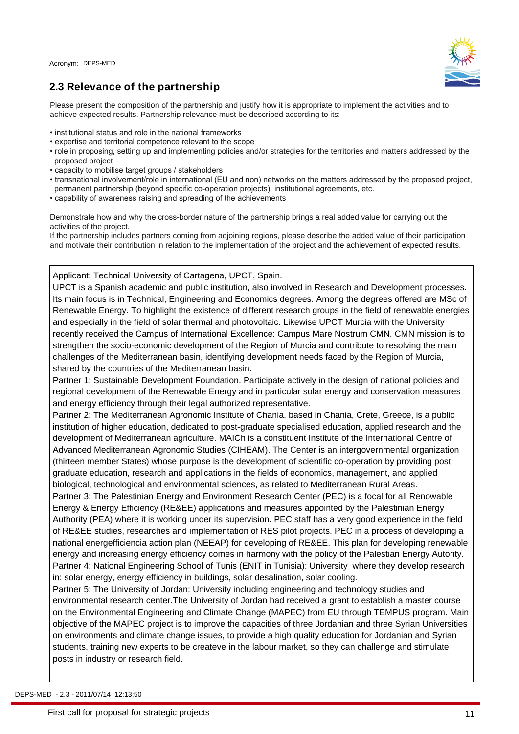## 2.3 Relevance of the partnership

Please present the composition of the partnership and justify how it is appropriate to implement the activities and to achieve expected results. Partnership relevance must be described according to its:

- institutional status and role in the national frameworks
- expertise and territorial competence relevant to the scope
- role in proposing, setting up and implementing policies and/or strategies for the territories and matters addressed by the proposed project
- capacity to mobilise target groups / stakeholders
- transnational involvement/role in international (EU and non) networks on the matters addressed by the proposed project, permanent partnership (beyond specific co-operation projects), institutional agreements, etc.
- capability of awareness raising and spreading of the achievements

Demonstrate how and why the cross-border nature of the partnership brings a real added value for carrying out the activities of the project.
If the partnership includes partners coming from adjoining regions, please describe the added value of their participation and motivate their contribution in relation to the implementation of the project and the achievement of expected results.

Applicant: Technical University of Cartagena, UPCT, Spain.
UPCT is a Spanish academic and public institution, also involved in Research and Development processes. Its main focus is in Technical, Engineering and Economics degrees. Among the degrees offered are MSc of Renewable Energy. To highlight the existence of different research groups in the field of renewable energies and especially in the field of solar thermal and photovoltaic. Likewise UPCT Murcia with the University recently received the Campus of International Excellence: Campus Mare Nostrum CMN. CMN mission is to strengthen the socio-economic development of the Region of Murcia and contribute to resolving the main challenges of the Mediterranean basin, identifying development needs faced by the Region of Murcia, shared by the countries of the Mediterranean basin.
Partner 1: Sustainable Development Foundation. Participate actively in the design of national policies and regional development of the Renewable Energy and in particular solar energy and conservation measures and energy efficiency through their legal authorized representative.
Partner 2: The Mediterranean Agronomic Institute of Chania, based in Chania, Crete, Greece, is a public institution of higher education, dedicated to post-graduate specialised education, applied research and the development of Mediterranean agriculture. MAICh is a constituent Institute of the International Centre of Advanced Mediterranean Agronomic Studies (CIHEAM). The Center is an intergovernmental organization (thirteen member States) whose purpose is the development of scientific co-operation by providing post graduate education, research and applications in the fields of economics, management, and applied biological, technological and environmental sciences, as related to Mediterranean Rural Areas.
Partner 3: The Palestinian Energy and Environment Research Center (PEC) is a focal for all Renewable Energy & Energy Efficiency (RE&EE) applications and measures appointed by the Palestinian Energy Authority (PEA) where it is working under its supervision. PEC staff has a very good experience in the field of RE&EE studies, researches and implementation of RES pilot projects. PEC in a process of developing a national energefficiencia action plan (NEEAP) for developing of RE&EE. This plan for developing renewable energy and increasing energy efficiency comes in harmony with the policy of the Palestinian Energy Autority.
Partner 4: National Engineering School of Tunis (ENIT in Tunisia): University where they develop research in: solar energy, energy efficiency in buildings, solar desalination, solar cooling.
Partner 5: The University of Jordan: University including engineering and technology studies and environmental research center.The University of Jordan had received a grant to establish a master course on the Environmental Engineering and Climate Change (MAPEC) from EU through TEMPUS program. Main objective of the MAPEC project is to improve the capacities of three Jordanian and three Syrian Universities on environments and climate change issues, to provide a high quality education for Jordanian and Syrian students, training new experts to be createve in the labour market, so they can challenge and stimulate posts in industry or research field.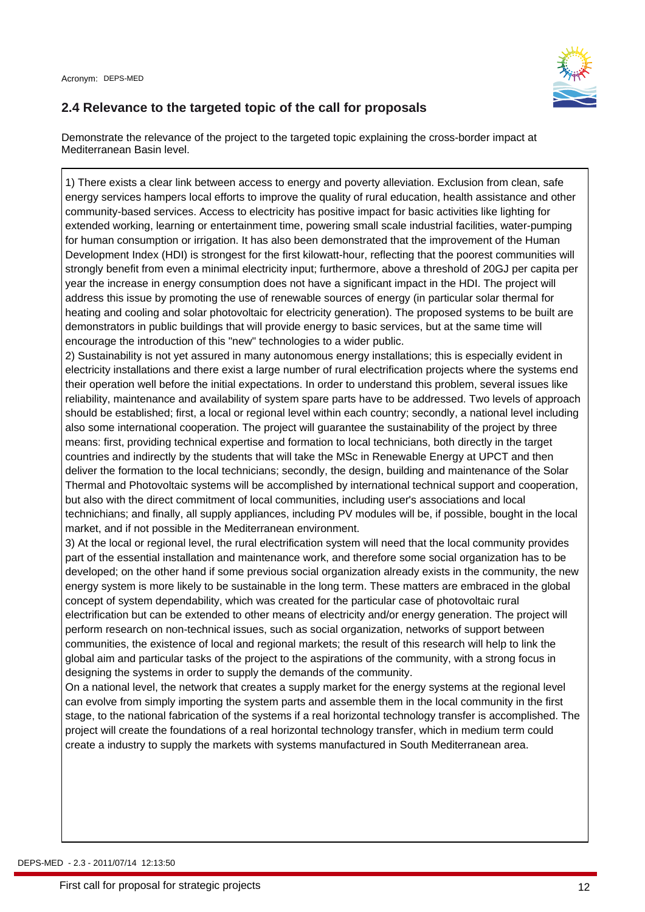Acronym: DEPS-MED

## 2.4 Relevance to the targeted topic of the call for proposals

Demonstrate the relevance of the project to the targeted topic explaining the cross-border impact at Mediterranean Basin level.

1) There exists a clear link between access to energy and poverty alleviation. Exclusion from clean, safe energy services hampers local efforts to improve the quality of rural education, health assistance and other community-based services. Access to electricity has positive impact for basic activities like lighting for extended working, learning or entertainment time, powering small scale industrial facilities, water-pumping for human consumption or irrigation. It has also been demonstrated that the improvement of the Human Development Index (HDI) is strongest for the first kilowatt-hour, reflecting that the poorest communities will strongly benefit from even a minimal electricity input; furthermore, above a threshold of 20GJ per capita per year the increase in energy consumption does not have a significant impact in the HDI. The project will address this issue by promoting the use of renewable sources of energy (in particular solar thermal for heating and cooling and solar photovoltaic for electricity generation). The proposed systems to be built are demonstrators in public buildings that will provide energy to basic services, but at the same time will encourage the introduction of this "new" technologies to a wider public.
2) Sustainability is not yet assured in many autonomous energy installations; this is especially evident in electricity installations and there exist a large number of rural electrification projects where the systems end their operation well before the initial expectations. In order to understand this problem, several issues like reliability, maintenance and availability of system spare parts have to be addressed. Two levels of approach should be established; first, a local or regional level within each country; secondly, a national level including also some international cooperation. The project will guarantee the sustainability of the project by three means: first, providing technical expertise and formation to local technicians, both directly in the target countries and indirectly by the students that will take the MSc in Renewable Energy at UPCT and then deliver the formation to the local technicians; secondly, the design, building and maintenance of the Solar Thermal and Photovoltaic systems will be accomplished by international technical support and cooperation, but also with the direct commitment of local communities, including user's associations and local technichians; and finally, all supply appliances, including PV modules will be, if possible, bought in the local market, and if not possible in the Mediterranean environment.
3) At the local or regional level, the rural electrification system will need that the local community provides part of the essential installation and maintenance work, and therefore some social organization has to be developed; on the other hand if some previous social organization already exists in the community, the new energy system is more likely to be sustainable in the long term. These matters are embraced in the global concept of system dependability, which was created for the particular case of photovoltaic rural electrification but can be extended to other means of electricity and/or energy generation. The project will perform research on non-technical issues, such as social organization, networks of support between communities, the existence of local and regional markets; the result of this research will help to link the global aim and particular tasks of the project to the aspirations of the community, with a strong focus in designing the systems in order to supply the demands of the community.
On a national level, the network that creates a supply market for the energy systems at the regional level can evolve from simply importing the system parts and assemble them in the local community in the first stage, to the national fabrication of the systems if a real horizontal technology transfer is accomplished. The project will create the foundations of a real horizontal technology transfer, which in medium term could create a industry to supply the markets with systems manufactured in South Mediterranean area.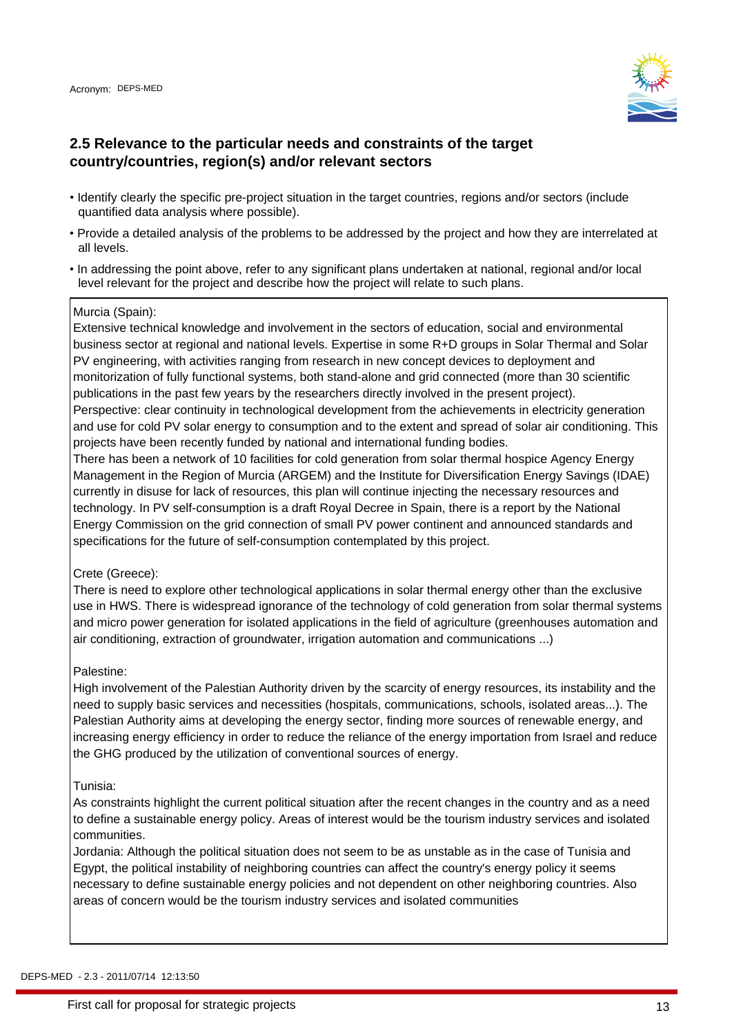## 2.5 Relevance to the particular needs and constraints of the target country/countries, region(s) and/or relevant sectors

- Identify clearly the specific pre-project situation in the target countries, regions and/or sectors (include quantified data analysis where possible).
- Provide a detailed analysis of the problems to be addressed by the project and how they are interrelated at all levels.
- In addressing the point above, refer to any significant plans undertaken at national, regional and/or local level relevant for the project and describe how the project will relate to such plans.

Murcia (Spain):
Extensive technical knowledge and involvement in the sectors of education, social and environmental business sector at regional and national levels. Expertise in some R+D groups in Solar Thermal and Solar PV engineering, with activities ranging from research in new concept devices to deployment and monitorization of fully functional systems, both stand-alone and grid connected (more than 30 scientific publications in the past few years by the researchers directly involved in the present project).
Perspective: clear continuity in technological development from the achievements in electricity generation and use for cold PV solar energy to consumption and to the extent and spread of solar air conditioning. This projects have been recently funded by national and international funding bodies.
There has been a network of 10 facilities for cold generation from solar thermal hospice Agency Energy Management in the Region of Murcia (ARGEM) and the Institute for Diversification Energy Savings (IDAE) currently in disuse for lack of resources, this plan will continue injecting the necessary resources and technology. In PV self-consumption is a draft Royal Decree in Spain, there is a report by the National Energy Commission on the grid connection of small PV power continent and announced standards and specifications for the future of self-consumption contemplated by this project.

Crete (Greece):
There is need to explore other technological applications in solar thermal energy other than the exclusive use in HWS. There is widespread ignorance of the technology of cold generation from solar thermal systems and micro power generation for isolated applications in the field of agriculture (greenhouses automation and air conditioning, extraction of groundwater, irrigation automation and communications ...)

Palestine:
High involvement of the Palestian Authority driven by the scarcity of energy resources, its instability and the need to supply basic services and necessities (hospitals, communications, schools, isolated areas...). The Palestinian Authority aims at developing the energy sector, finding more sources of renewable energy, and increasing energy efficiency in order to reduce the reliance of the energy importation from Israel and reduce the GHG produced by the utilization of conventional sources of energy.

Tunisia:
As constraints highlight the current political situation after the recent changes in the country and as a need to define a sustainable energy policy. Areas of interest would be the tourism industry services and isolated communities.
Jordania: Although the political situation does not seem to be as unstable as in the case of Tunisia and Egypt, the political instability of neighboring countries can affect the country's energy policy it seems necessary to define sustainable energy policies and not dependent on other neighboring countries. Also areas of concern would be the tourism industry services and isolated communities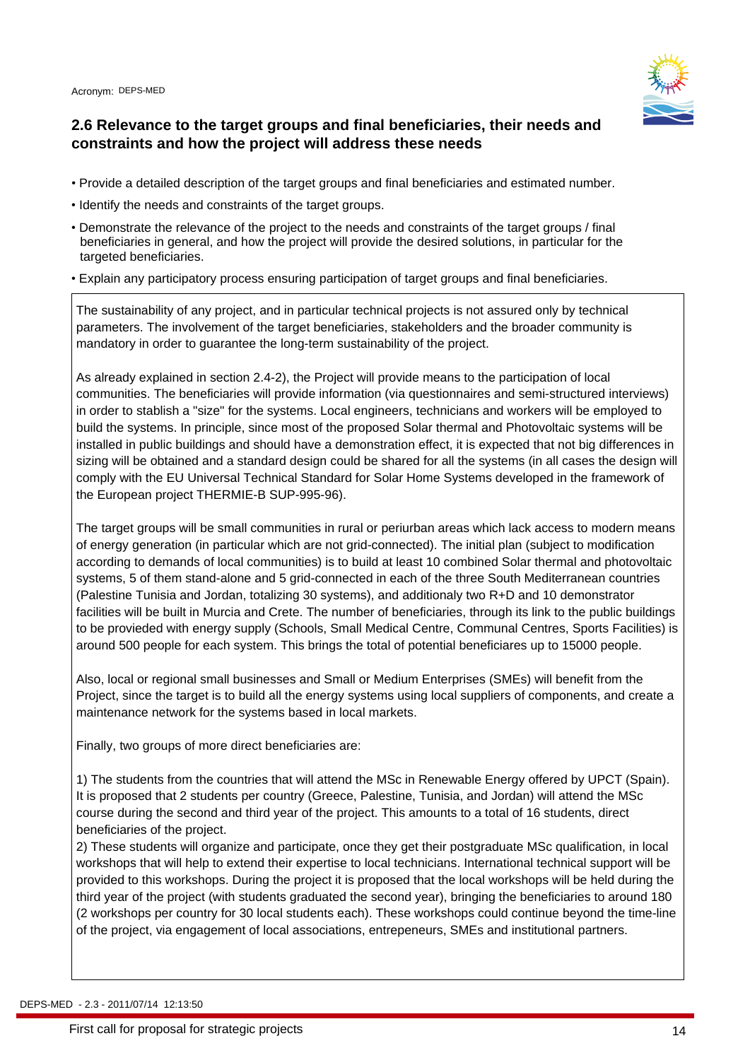## 2.6 Relevance to the target groups and final beneficiaries, their needs and constraints and how the project will address these needs

- Provide a detailed description of the target groups and final beneficiaries and estimated number.
- Identify the needs and constraints of the target groups.
- Demonstrate the relevance of the project to the needs and constraints of the target groups / final beneficiaries in general, and how the project will provide the desired solutions, in particular for the targeted beneficiaries.
- Explain any participatory process ensuring participation of target groups and final beneficiaries.

The sustainability of any project, and in particular technical projects is not assured only by technical parameters. The involvement of the target beneficiaries, stakeholders and the broader community is mandatory in order to guarantee the long-term sustainability of the project.

As already explained in section 2.4-2), the Project will provide means to the participation of local communities. The beneficiaries will provide information (via questionnaires and semi-structured interviews) in order to stablish a "size" for the systems. Local engineers, technicians and workers will be employed to build the systems. In principle, since most of the proposed Solar thermal and Photovoltaic systems will be installed in public buildings and should have a demonstration effect, it is expected that not big differences in sizing will be obtained and a standard design could be shared for all the systems (in all cases the design will comply with the EU Universal Technical Standard for Solar Home Systems developed in the framework of the European project THERMIE-B SUP-995-96).

The target groups will be small communities in rural or periurban areas which lack access to modern means of energy generation (in particular which are not grid-connected). The initial plan (subject to modification according to demands of local communities) is to build at least 10 combined Solar thermal and photovoltaic systems, 5 of them stand-alone and 5 grid-connected in each of the three South Mediterranean countries (Palestine Tunisia and Jordan, totalizing 30 systems), and additionaly two R+D and 10 demonstrator facilities will be built in Murcia and Crete. The number of beneficiaries, through its link to the public buildings to be provieded with energy supply (Schools, Small Medical Centre, Communal Centres, Sports Facilities) is around 500 people for each system. This brings the total of potential beneficiares up to 15000 people.

Also, local or regional small businesses and Small or Medium Enterprises (SMEs) will benefit from the Project, since the target is to build all the energy systems using local suppliers of components, and create a maintenance network for the systems based in local markets.

Finally, two groups of more direct beneficiaries are:

1) The students from the countries that will attend the MSc in Renewable Energy offered by UPCT (Spain). It is proposed that 2 students per country (Greece, Palestine, Tunisia, and Jordan) will attend the MSc course during the second and third year of the project. This amounts to a total of 16 students, direct beneficiaries of the project.
2) These students will organize and participate, once they get their postgraduate MSc qualification, in local workshops that will help to extend their expertise to local technicians. International technical support will be provided to this workshops. During the project it is proposed that the local workshops will be held during the third year of the project (with students graduated the second year), bringing the beneficiaries to around 180 (2 workshops per country for 30 local students each). These workshops could continue beyond the time-line of the project, via engagement of local associations, entrepeneurs, SMEs and institutional partners.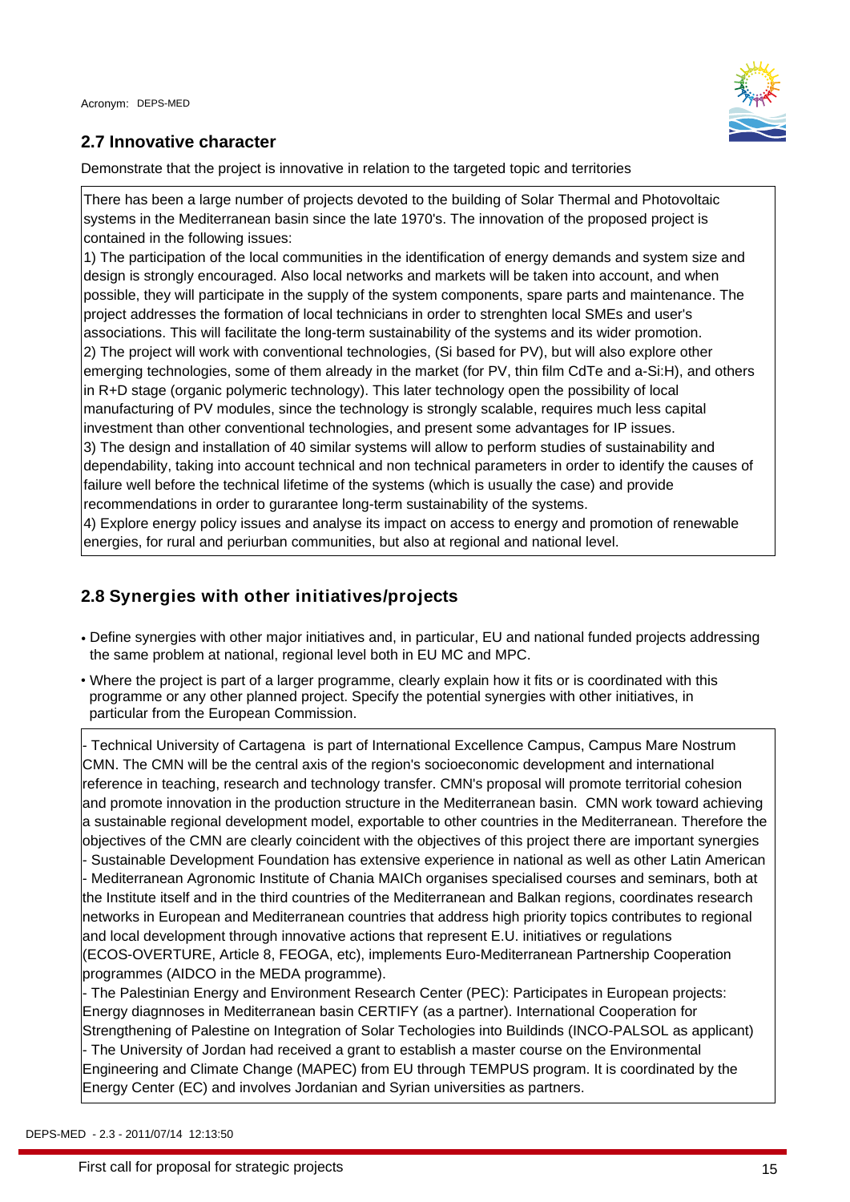Acronym: DEPS-MED

## 2.7 Innovative character

Demonstrate that the project is innovative in relation to the targeted topic and territories

There has been a large number of projects devoted to the building of Solar Thermal and Photovoltaic systems in the Mediterranean basin since the late 1970's. The innovation of the proposed project is contained in the following issues:
1) The participation of the local communities in the identification of energy demands and system size and design is strongly encouraged. Also local networks and markets will be taken into account, and when possible, they will participate in the supply of the system components, spare parts and maintenance. The project addresses the formation of local technicians in order to strenghten local SMEs and user's associations. This will facilitate the long-term sustainability of the systems and its wider promotion.
2) The project will work with conventional technologies, (Si based for PV), but will also explore other emerging technologies, some of them already in the market (for PV, thin film CdTe and a-Si:H), and others in R+D stage (organic polymeric technology). This later technology open the possibility of local manufacturing of PV modules, since the technology is strongly scalable, requires much less capital investment than other conventional technologies, and present some advantages for IP issues.
3) The design and installation of 40 similar systems will allow to perform studies of sustainability and dependability, taking into account technical and non technical parameters in order to identify the causes of failure well before the technical lifetime of the systems (which is usually the case) and provide recommendations in order to gurarantee long-term sustainability of the systems.
4) Explore energy policy issues and analyse its impact on access to energy and promotion of renewable energies, for rural and periurban communities, but also at regional and national level.

## 2.8 Synergies with other initiatives/projects

- Define synergies with other major initiatives and, in particular, EU and national funded projects addressing the same problem at national, regional level both in EU MC and MPC.
- Where the project is part of a larger programme, clearly explain how it fits or is coordinated with this programme or any other planned project. Specify the potential synergies with other initiatives, in particular from the European Commission.

- Technical University of Cartagena is part of International Excellence Campus, Campus Mare Nostrum CMN. The CMN will be the central axis of the region's socioeconomic development and international reference in teaching, research and technology transfer. CMN's proposal will promote territorial cohesion and promote innovation in the production structure in the Mediterranean basin. CMN work toward achieving a sustainable regional development model, exportable to other countries in the Mediterranean. Therefore the objectives of the CMN are clearly coincident with the objectives of this project there are important synergies
- Sustainable Development Foundation has extensive experience in national as well as other Latin American
- Mediterranean Agronomic Institute of Chania MAICh organises specialised courses and seminars, both at the Institute itself and in the third countries of the Mediterranean and Balkan regions, coordinates research networks in European and Mediterranean countries that address high priority topics contributes to regional and local development through innovative actions that represent E.U. initiatives or regulations (ECOS-OVERTURE, Article 8, FEOGA, etc), implements Euro-Mediterranean Partnership Cooperation programmes (AIDCO in the MEDA programme).
- The Palestinian Energy and Environment Research Center (PEC): Participates in European projects: Energy diagnnoses in Mediterranean basin CERTIFY (as a partner). International Cooperation for Strengthening of Palestine on Integration of Solar Techologies into Buildinds (INCO-PALSOL as applicant)
- The University of Jordan had received a grant to establish a master course on the Environmental Engineering and Climate Change (MAPEC) from EU through TEMPUS program. It is coordinated by the Energy Center (EC) and involves Jordanian and Syrian universities as partners.

DEPS-MED - 2.3 - 2011/07/14 12:13:50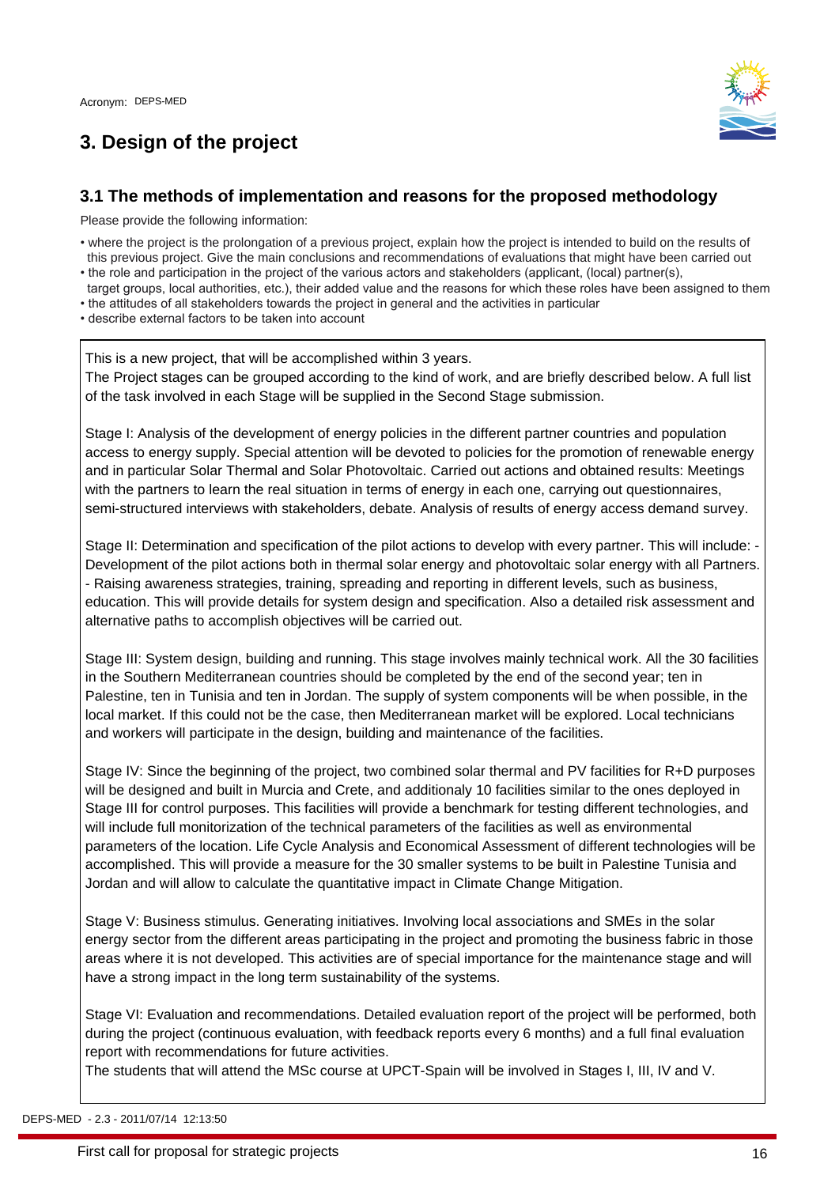Acronym: DEPS-MED

# 3. Design of the project

## 3.1 The methods of implementation and reasons for the proposed methodology

Please provide the following information:

- where the project is the prolongation of a previous project, explain how the project is intended to build on the results of this previous project. Give the main conclusions and recommendations of evaluations that might have been carried out
- the role and participation in the project of the various actors and stakeholders (applicant, (local) partner(s), target groups, local authorities, etc.), their added value and the reasons for which these roles have been assigned to them
- the attitudes of all stakeholders towards the project in general and the activities in particular
- describe external factors to be taken into account

This is a new project, that will be accomplished within 3 years.
The Project stages can be grouped according to the kind of work, and are briefly described below. A full list of the task involved in each Stage will be supplied in the Second Stage submission.

Stage I: Analysis of the development of energy policies in the different partner countries and population access to energy supply. Special attention will be devoted to policies for the promotion of renewable energy and in particular Solar Thermal and Solar Photovoltaic. Carried out actions and obtained results: Meetings with the partners to learn the real situation in terms of energy in each one, carrying out questionnaires, semi-structured interviews with stakeholders, debate. Analysis of results of energy access demand survey.

Stage II: Determination and specification of the pilot actions to develop with every partner. This will include: - Development of the pilot actions both in thermal solar energy and photovoltaic solar energy with all Partners. - Raising awareness strategies, training, spreading and reporting in different levels, such as business, education. This will provide details for system design and specification. Also a detailed risk assessment and alternative paths to accomplish objectives will be carried out.

Stage III: System design, building and running. This stage involves mainly technical work. All the 30 facilities in the Southern Mediterranean countries should be completed by the end of the second year; ten in Palestine, ten in Tunisia and ten in Jordan. The supply of system components will be when possible, in the local market. If this could not be the case, then Mediterranean market will be explored. Local technicians and workers will participate in the design, building and maintenance of the facilities.

Stage IV: Since the beginning of the project, two combined solar thermal and PV facilities for R+D purposes will be designed and built in Murcia and Crete, and additionaly 10 facilities similar to the ones deployed in Stage III for control purposes. This facilities will provide a benchmark for testing different technologies, and will include full monitorization of the technical parameters of the facilities as well as environmental parameters of the location. Life Cycle Analysis and Economical Assessment of different technologies will be accomplished. This will provide a measure for the 30 smaller systems to be built in Palestine Tunisia and Jordan and will allow to calculate the quantitative impact in Climate Change Mitigation.

Stage V: Business stimulus. Generating initiatives. Involving local associations and SMEs in the solar energy sector from the different areas participating in the project and promoting the business fabric in those areas where it is not developed. This activities are of special importance for the maintenance stage and will have a strong impact in the long term sustainability of the systems.

Stage VI: Evaluation and recommendations. Detailed evaluation report of the project will be performed, both during the project (continuous evaluation, with feedback reports every 6 months) and a full final evaluation report with recommendations for future activities.
The students that will attend the MSc course at UPCT-Spain will be involved in Stages I, III, IV and V.

DEPS-MED - 2.3 - 2011/07/14 12:13:50

First call for proposal for strategic projects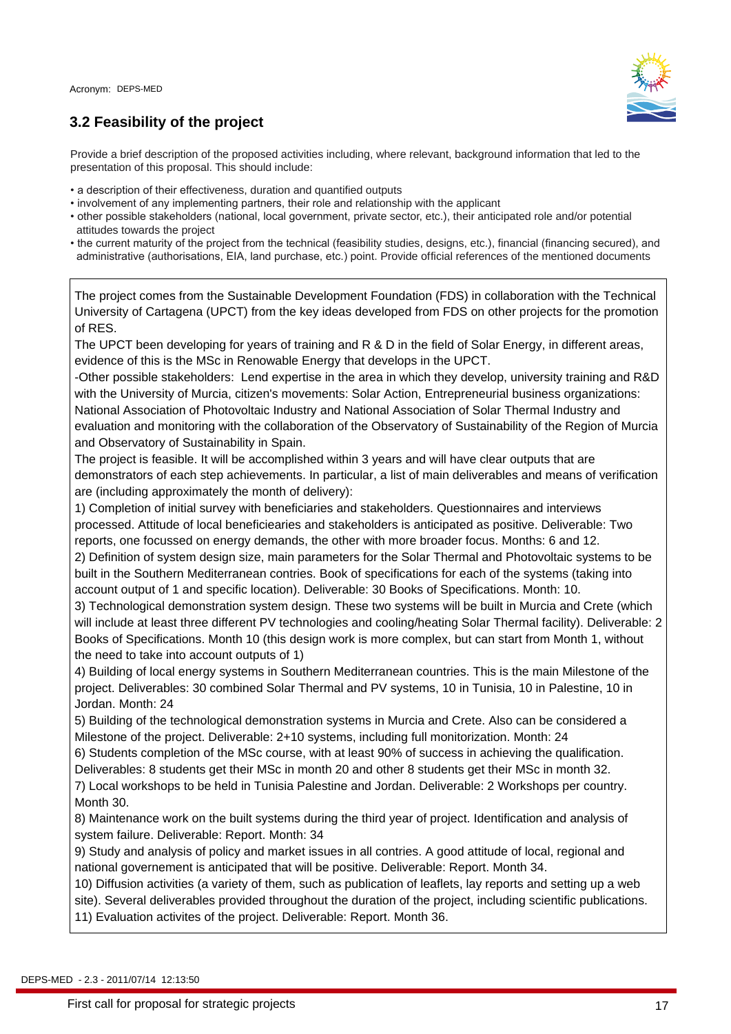Acronym: DEPS-MED

## 3.2 Feasibility of the project

Provide a brief description of the proposed activities including, where relevant, background information that led to the presentation of this proposal. This should include:

- a description of their effectiveness, duration and quantified outputs
- involvement of any implementing partners, their role and relationship with the applicant
- other possible stakeholders (national, local government, private sector, etc.), their anticipated role and/or potential attitudes towards the project
- the current maturity of the project from the technical (feasibility studies, designs, etc.), financial (financing secured), and administrative (authorisations, EIA, land purchase, etc.) point. Provide official references of the mentioned documents

The project comes from the Sustainable Development Foundation (FDS) in collaboration with the Technical University of Cartagena (UPCT) from the key ideas developed from FDS on other projects for the promotion of RES.

The UPCT been developing for years of training and R & D in the field of Solar Energy, in different areas, evidence of this is the MSc in Renowable Energy that develops in the UPCT.

-Other possible stakeholders: Lend expertise in the area in which they develop, university training and R&D with the University of Murcia, citizen's movements: Solar Action, Entrepreneurial business organizations: National Association of Photovoltaic Industry and National Association of Solar Thermal Industry and evaluation and monitoring with the collaboration of the Observatory of Sustainability of the Region of Murcia and Observatory of Sustainability in Spain.

The project is feasible. It will be accomplished within 3 years and will have clear outputs that are demonstrators of each step achievements. In particular, a list of main deliverables and means of verification are (including approximately the month of delivery):

1) Completion of initial survey with beneficiaries and stakeholders. Questionnaires and interviews processed. Attitude of local beneficieries and stakeholders is anticipated as positive. Deliverable: Two reports, one focussed on energy demands, the other with more broader focus. Months: 6 and 12.

2) Definition of system design size, main parameters for the Solar Thermal and Photovoltaic systems to be built in the Southern Mediterranean contries. Book of specifications for each of the systems (taking into account output of 1 and specific location). Deliverable: 30 Books of Specifications. Month: 10.

3) Technological demonstration system design. These two systems will be built in Murcia and Crete (which will include at least three different PV technologies and cooling/heating Solar Thermal facility). Deliverable: 2 Books of Specifications. Month 10 (this design work is more complex, but can start from Month 1, without the need to take into account outputs of 1)

4) Building of local energy systems in Southern Mediterranean countries. This is the main Milestone of the project. Deliverables: 30 combined Solar Thermal and PV systems, 10 in Tunisia, 10 in Palestine, 10 in Jordan. Month: 24

5) Building of the technological demonstration systems in Murcia and Crete. Also can be considered a Milestone of the project. Deliverable: 2+10 systems, including full monitorization. Month: 24

6) Students completion of the MSc course, with at least 90% of success in achieving the qualification. Deliverables: 8 students get their MSc in month 20 and other 8 students get their MSc in month 32.

7) Local workshops to be held in Tunisia Palestine and Jordan. Deliverable: 2 Workshops per country. Month 30.

8) Maintenance work on the built systems during the third year of project. Identification and analysis of system failure. Deliverable: Report. Month: 34

9) Study and analysis of policy and market issues in all contries. A good attitude of local, regional and national governement is anticipated that will be positive. Deliverable: Report. Month 34.

10) Diffusion activities (a variety of them, such as publication of leaflets, lay reports and setting up a web site). Several deliverables provided throughout the duration of the project, including scientific publications.

11) Evaluation activites of the project. Deliverable: Report. Month 36.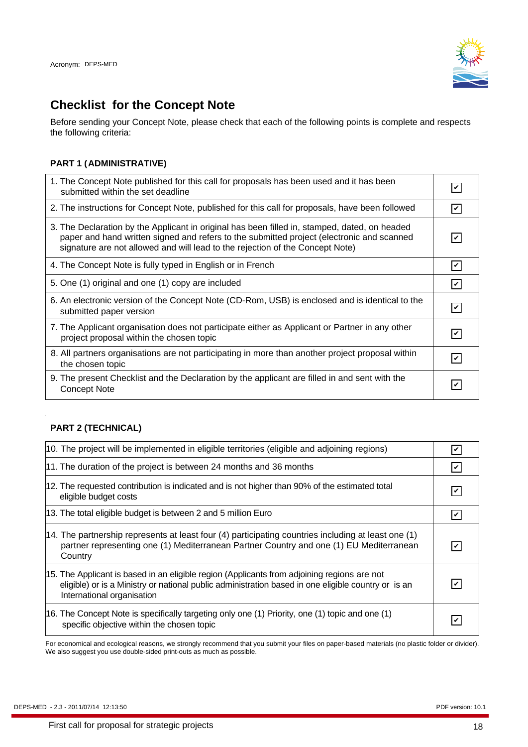Acronym: DEPS-MED

## Checklist for the Concept Note

Before sending your Concept Note, please check that each of the following points is complete and respects the following criteria:

### PART 1 (ADMINISTRATIVE)

| | |
|---|---|
| 1. The Concept Note published for this call for proposals has been used and it has been submitted within the set deadline | ☑ |
| 2. The instructions for Concept Note, published for this call for proposals, have been followed | ☑ |
| 3. The Declaration by the Applicant in original has been filled in, stamped, dated, on headed paper and hand written signed and refers to the submitted project (electronic and scanned signature are not allowed and will lead to the rejection of the Concept Note) | ☑ |
| 4. The Concept Note is fully typed in English or in French | ☑ |
| 5. One (1) original and one (1) copy are included | ☑ |
| 6. An electronic version of the Concept Note (CD-Rom, USB) is enclosed and is identical to the submitted paper version | ☑ |
| 7. The Applicant organisation does not participate either as Applicant or Partner in any other project proposal within the chosen topic | ☑ |
| 8. All partners organisations are not participating in more than another project proposal within the chosen topic | ☑ |
| 9. The present Checklist and the Declaration by the applicant are filled in and sent with the Concept Note | ☑ |

### PART 2 (TECHNICAL)

| | |
|---|---|
| 10. The project will be implemented in eligible territories (eligible and adjoining regions) | ☑ |
| 11. The duration of the project is between 24 months and 36 months | ☑ |
| 12. The requested contribution is indicated and is not higher than 90% of the estimated total eligible budget costs | ☑ |
| 13. The total eligible budget is between 2 and 5 million Euro | ☑ |
| 14. The partnership represents at least four (4) participating countries including at least one (1) partner representing one (1) Mediterranean Partner Country and one (1) EU Mediterranean Country | ☑ |
| 15. The Applicant is based in an eligible region (Applicants from adjoining regions are not eligible) or is a Ministry or national public administration based in one eligible country or is an International organisation | ☑ |
| 16. The Concept Note is specifically targeting only one (1) Priority, one (1) topic and one (1) specific objective within the chosen topic | ☑ |

For economical and ecological reasons, we strongly recommend that you submit your files on paper-based materials (no plastic folder or divider). We also suggest you use double-sided print-outs as much as possible.